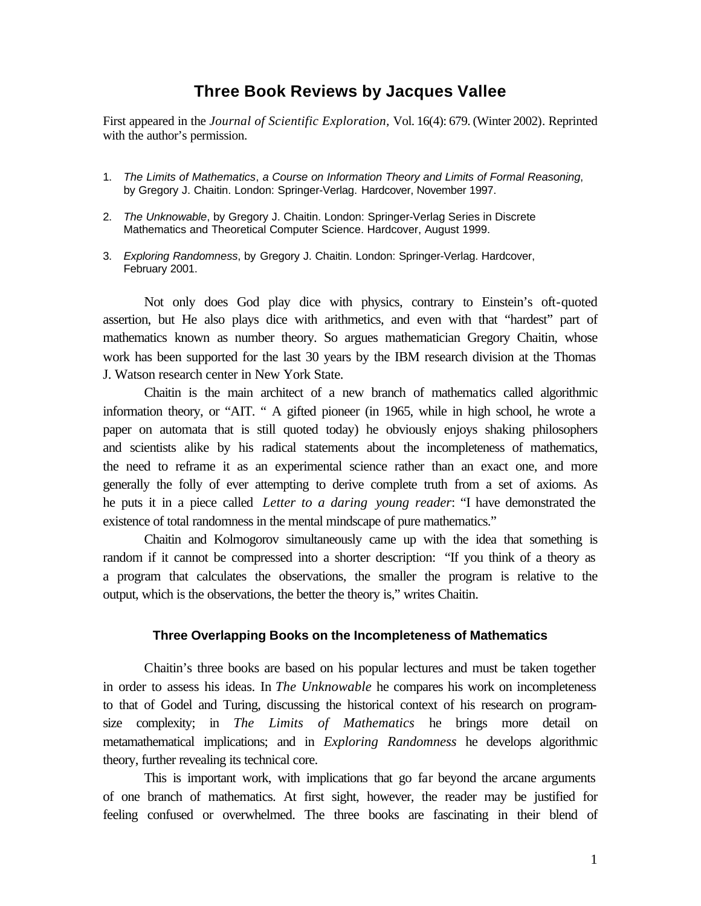# Three Book Reviews by Jacques Vallee

First appeared in the *Journal of Scientific Exploration,* Vol. 16(4): 679. (Winter 2002). Reprinted with the author's permission.

1. *The Limits of Mathematics*, *a Course on Information Theory and Limits of Formal Reasoning*, by Gregory J. Chaitin. London: Springer-Verlag. Hardcover, November 1997.

2. *The Unknowable*, by Gregory J. Chaitin. London: Springer-Verlag Series in Discrete Mathematics and Theoretical Computer Science. Hardcover, August 1999.

3. *Exploring Randomness*, by Gregory J. Chaitin. London: Springer-Verlag. Hardcover, February 2001.

Not only does God play dice with physics, contrary to Einstein's oft-quoted assertion, but He also plays dice with arithmetics, and even with that "hardest" part of mathematics known as number theory. So argues mathematician Gregory Chaitin, whose work has been supported for the last 30 years by the IBM research division at the Thomas J. Watson research center in New York State.

Chaitin is the main architect of a new branch of mathematics called algorithmic information theory, or "AIT. " A gifted pioneer (in 1965, while in high school, he wrote a paper on automata that is still quoted today) he obviously enjoys shaking philosophers and scientists alike by his radical statements about the incompleteness of mathematics, the need to reframe it as an experimental science rather than an exact one, and more generally the folly of ever attempting to derive complete truth from a set of axioms. As he puts it in a piece called *Letter to a daring young reader*: "I have demonstrated the existence of total randomness in the mental mindscape of pure mathematics."

Chaitin and Kolmogorov simultaneously came up with the idea that something is random if it cannot be compressed into a shorter description: "If you think of a theory as a program that calculates the observations, the smaller the program is relative to the output, which is the observations, the better the theory is," writes Chaitin.

### Three Overlapping Books on the Incompleteness of Mathematics

Chaitin's three books are based on his popular lectures and must be taken together in order to assess his ideas. In *The Unknowable* he compares his work on incompleteness to that of Godel and Turing, discussing the historical context of his research on program-size complexity; in *The Limits of Mathematics* he brings more detail on metamathematical implications; and in *Exploring Randomness* he develops algorithmic theory, further revealing its technical core.

This is important work, with implications that go far beyond the arcane arguments of one branch of mathematics. At first sight, however, the reader may be justified for feeling confused or overwhelmed. The three books are fascinating in their blend of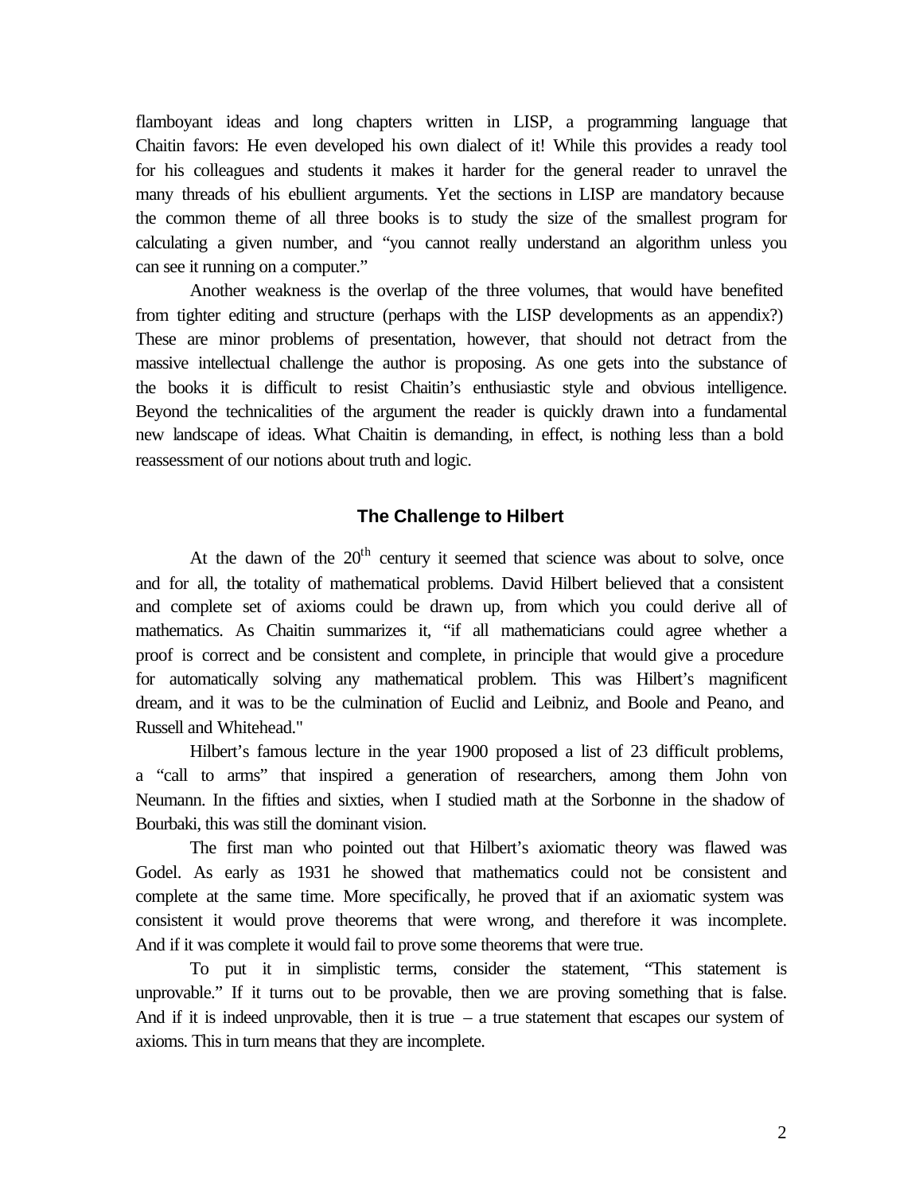flamboyant ideas and long chapters written in LISP, a programming language that Chaitin favors: He even developed his own dialect of it! While this provides a ready tool for his colleagues and students it makes it harder for the general reader to unravel the many threads of his ebullient arguments. Yet the sections in LISP are mandatory because the common theme of all three books is to study the size of the smallest program for calculating a given number, and "you cannot really understand an algorithm unless you can see it running on a computer."

Another weakness is the overlap of the three volumes, that would have benefited from tighter editing and structure (perhaps with the LISP developments as an appendix?) These are minor problems of presentation, however, that should not detract from the massive intellectual challenge the author is proposing. As one gets into the substance of the books it is difficult to resist Chaitin's enthusiastic style and obvious intelligence. Beyond the technicalities of the argument the reader is quickly drawn into a fundamental new landscape of ideas. What Chaitin is demanding, in effect, is nothing less than a bold reassessment of our notions about truth and logic.

## The Challenge to Hilbert

At the dawn of the 20th century it seemed that science was about to solve, once and for all, the totality of mathematical problems. David Hilbert believed that a consistent and complete set of axioms could be drawn up, from which you could derive all of mathematics. As Chaitin summarizes it, "if all mathematicians could agree whether a proof is correct and be consistent and complete, in principle that would give a procedure for automatically solving any mathematical problem. This was Hilbert's magnificent dream, and it was to be the culmination of Euclid and Leibniz, and Boole and Peano, and Russell and Whitehead."

Hilbert's famous lecture in the year 1900 proposed a list of 23 difficult problems, a "call to arms" that inspired a generation of researchers, among them John von Neumann. In the fifties and sixties, when I studied math at the Sorbonne in the shadow of Bourbaki, this was still the dominant vision.

The first man who pointed out that Hilbert's axiomatic theory was flawed was Godel. As early as 1931 he showed that mathematics could not be consistent and complete at the same time. More specifically, he proved that if an axiomatic system was consistent it would prove theorems that were wrong, and therefore it was incomplete. And if it was complete it would fail to prove some theorems that were true.

To put it in simplistic terms, consider the statement, "This statement is unprovable." If it turns out to be provable, then we are proving something that is false. And if it is indeed unprovable, then it is true – a true statement that escapes our system of axioms. This in turn means that they are incomplete.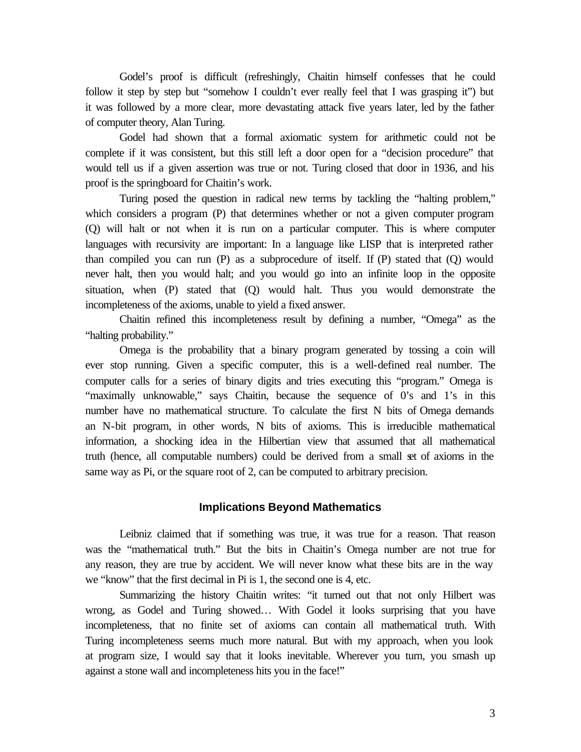Godel's proof is difficult (refreshingly, Chaitin himself confesses that he could follow it step by step but "somehow I couldn't ever really feel that I was grasping it") but it was followed by a more clear, more devastating attack five years later, led by the father of computer theory, Alan Turing.

Godel had shown that a formal axiomatic system for arithmetic could not be complete if it was consistent, but this still left a door open for a "decision procedure" that would tell us if a given assertion was true or not. Turing closed that door in 1936, and his proof is the springboard for Chaitin's work.

Turing posed the question in radical new terms by tackling the "halting problem," which considers a program (P) that determines whether or not a given computer program (Q) will halt or not when it is run on a particular computer. This is where computer languages with recursivity are important: In a language like LISP that is interpreted rather than compiled you can run (P) as a subprocedure of itself. If (P) stated that (Q) would never halt, then you would halt; and you would go into an infinite loop in the opposite situation, when (P) stated that (Q) would halt. Thus you would demonstrate the incompleteness of the axioms, unable to yield a fixed answer.

Chaitin refined this incompleteness result by defining a number, "Omega" as the "halting probability."

Omega is the probability that a binary program generated by tossing a coin will ever stop running. Given a specific computer, this is a well-defined real number. The computer calls for a series of binary digits and tries executing this "program." Omega is "maximally unknowable," says Chaitin, because the sequence of 0's and 1's in this number have no mathematical structure. To calculate the first N bits of Omega demands an N-bit program, in other words, N bits of axioms. This is irreducible mathematical information, a shocking idea in the Hilbertian view that assumed that all mathematical truth (hence, all computable numbers) could be derived from a small set of axioms in the same way as Pi, or the square root of 2, can be computed to arbitrary precision.

### Implications Beyond Mathematics

Leibniz claimed that if something was true, it was true for a reason. That reason was the "mathematical truth." But the bits in Chaitin's Omega number are not true for any reason, they are true by accident. We will never know what these bits are in the way we "know" that the first decimal in Pi is 1, the second one is 4, etc.

Summarizing the history Chaitin writes: "it turned out that not only Hilbert was wrong, as Godel and Turing showed… With Godel it looks surprising that you have incompleteness, that no finite set of axioms can contain all mathematical truth. With Turing incompleteness seems much more natural. But with my approach, when you look at program size, I would say that it looks inevitable. Wherever you turn, you smash up against a stone wall and incompleteness hits you in the face!"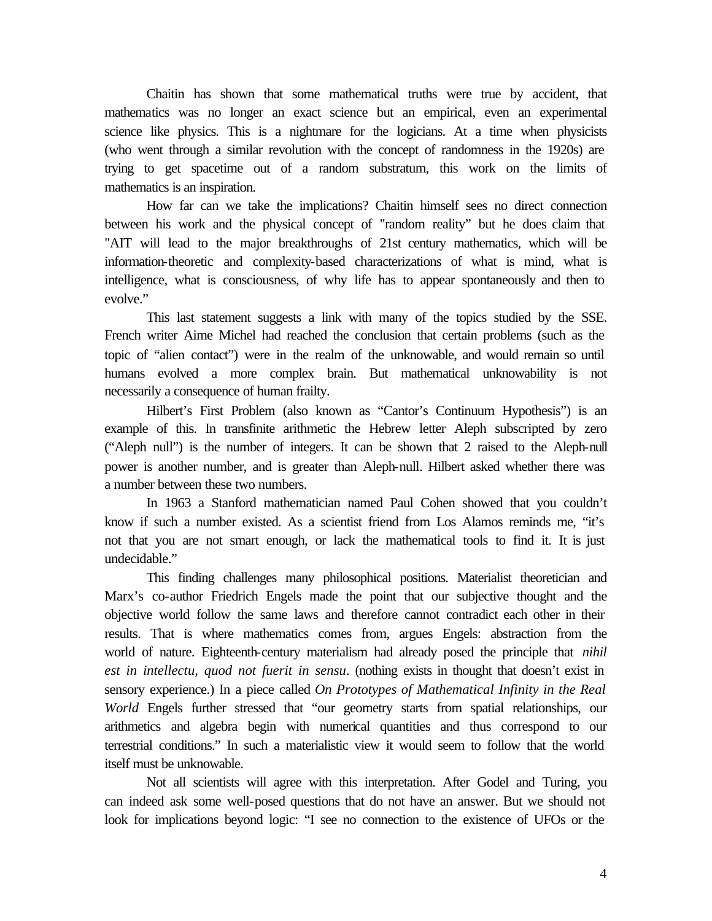Chaitin has shown that some mathematical truths were true by accident, that mathematics was no longer an exact science but an empirical, even an experimental science like physics. This is a nightmare for the logicians. At a time when physicists (who went through a similar revolution with the concept of randomness in the 1920s) are trying to get spacetime out of a random substratum, this work on the limits of mathematics is an inspiration.

How far can we take the implications? Chaitin himself sees no direct connection between his work and the physical concept of "random reality" but he does claim that "AIT will lead to the major breakthroughs of 21st century mathematics, which will be information-theoretic and complexity-based characterizations of what is mind, what is intelligence, what is consciousness, of why life has to appear spontaneously and then to evolve."

This last statement suggests a link with many of the topics studied by the SSE. French writer Aime Michel had reached the conclusion that certain problems (such as the topic of "alien contact") were in the realm of the unknowable, and would remain so until humans evolved a more complex brain. But mathematical unknowability is not necessarily a consequence of human frailty.

Hilbert's First Problem (also known as "Cantor's Continuum Hypothesis") is an example of this. In transfinite arithmetic the Hebrew letter Aleph subscripted by zero ("Aleph null") is the number of integers. It can be shown that 2 raised to the Aleph-null power is another number, and is greater than Aleph-null. Hilbert asked whether there was a number between these two numbers.

In 1963 a Stanford mathematician named Paul Cohen showed that you couldn't know if such a number existed. As a scientist friend from Los Alamos reminds me, "it's not that you are not smart enough, or lack the mathematical tools to find it. It is just undecidable."

This finding challenges many philosophical positions. Materialist theoretician and Marx's co-author Friedrich Engels made the point that our subjective thought and the objective world follow the same laws and therefore cannot contradict each other in their results. That is where mathematics comes from, argues Engels: abstraction from the world of nature. Eighteenth-century materialism had already posed the principle that *nihil est in intellectu, quod not fuerit in sensu*. (nothing exists in thought that doesn't exist in sensory experience.) In a piece called *On Prototypes of Mathematical Infinity in the Real World* Engels further stressed that "our geometry starts from spatial relationships, our arithmetics and algebra begin with numerical quantities and thus correspond to our terrestrial conditions." In such a materialistic view it would seem to follow that the world itself must be unknowable.

Not all scientists will agree with this interpretation. After Godel and Turing, you can indeed ask some well-posed questions that do not have an answer. But we should not look for implications beyond logic: "I see no connection to the existence of UFOs or the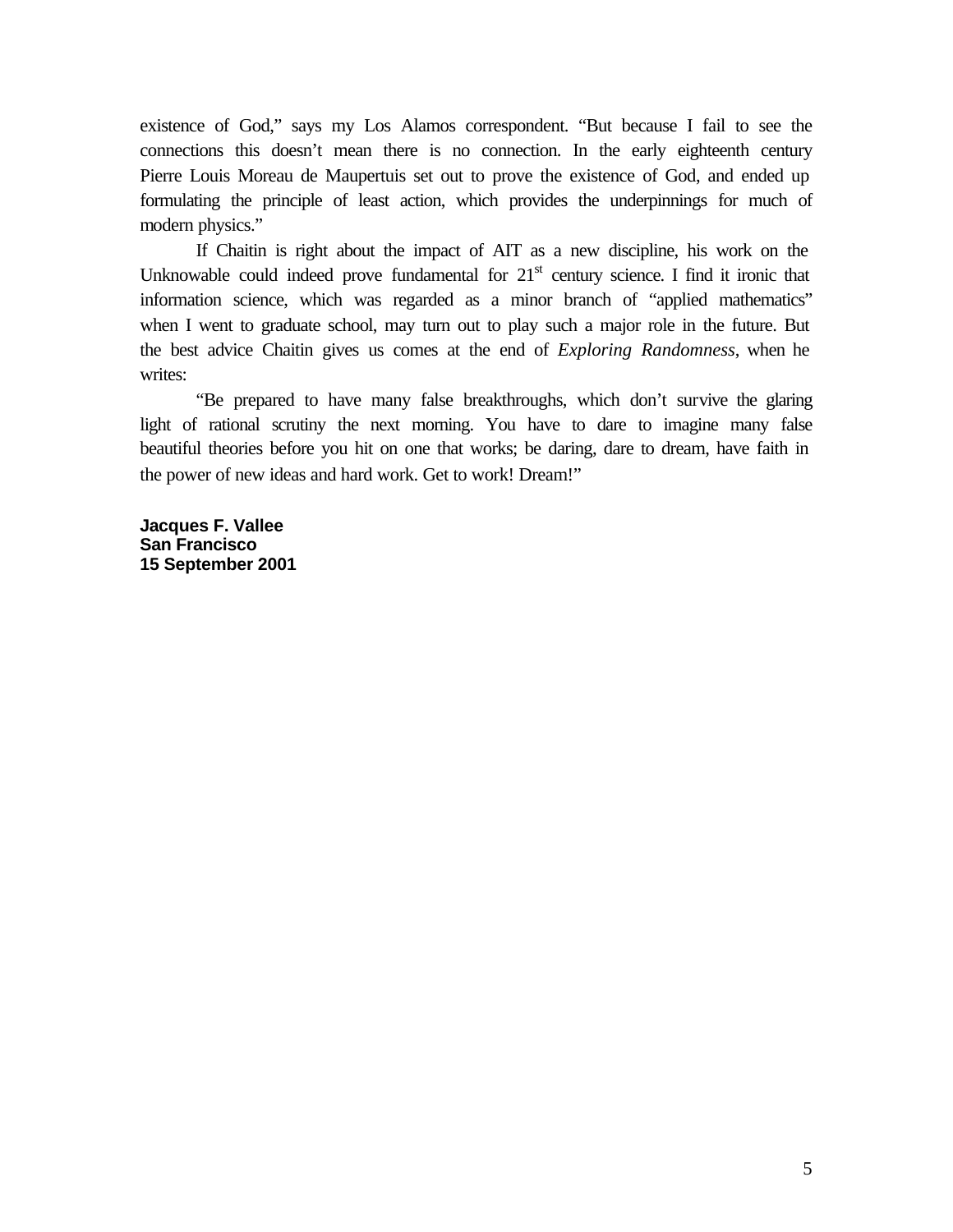existence of God," says my Los Alamos correspondent. "But because I fail to see the connections this doesn't mean there is no connection. In the early eighteenth century Pierre Louis Moreau de Maupertuis set out to prove the existence of God, and ended up formulating the principle of least action, which provides the underpinnings for much of modern physics."

If Chaitin is right about the impact of AIT as a new discipline, his work on the Unknowable could indeed prove fundamental for 21st century science. I find it ironic that information science, which was regarded as a minor branch of "applied mathematics" when I went to graduate school, may turn out to play such a major role in the future. But the best advice Chaitin gives us comes at the end of *Exploring Randomness*, when he writes:

"Be prepared to have many false breakthroughs, which don't survive the glaring light of rational scrutiny the next morning. You have to dare to imagine many false beautiful theories before you hit on one that works; be daring, dare to dream, have faith in the power of new ideas and hard work. Get to work! Dream!"

**Jacques F. Vallee**
**San Francisco**
**15 September 2001**